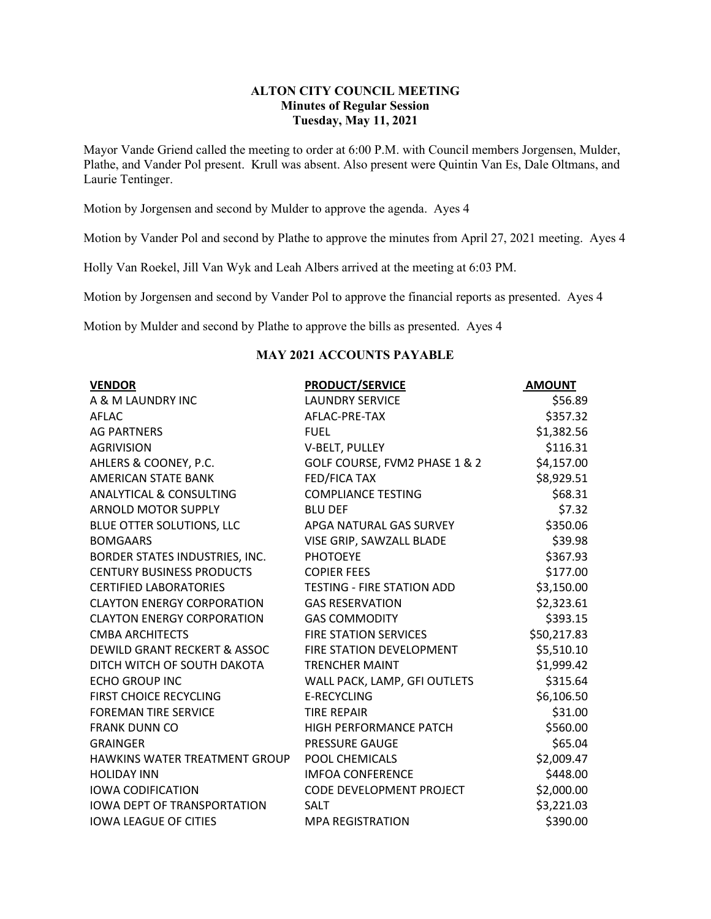# ALTON CITY COUNCIL MEETING
## Minutes of Regular Session
### Tuesday, May 11, 2021

Mayor Vande Griend called the meeting to order at 6:00 P.M. with Council members Jorgensen, Mulder, Plathe, and Vander Pol present. Krull was absent. Also present were Quintin Van Es, Dale Oltmans, and Laurie Tentinger.

Motion by Jorgensen and second by Mulder to approve the agenda. Ayes 4

Motion by Vander Pol and second by Plathe to approve the minutes from April 27, 2021 meeting. Ayes 4

Holly Van Roekel, Jill Van Wyk and Leah Albers arrived at the meeting at 6:03 PM.

Motion by Jorgensen and second by Vander Pol to approve the financial reports as presented. Ayes 4

Motion by Mulder and second by Plathe to approve the bills as presented. Ayes 4

## MAY 2021 ACCOUNTS PAYABLE

| VENDOR | PRODUCT/SERVICE | AMOUNT |
|---|---|---|
| A & M LAUNDRY INC | LAUNDRY SERVICE | $56.89 |
| AFLAC | AFLAC-PRE-TAX | $357.32 |
| AG PARTNERS | FUEL | $1,382.56 |
| AGRIVISION | V-BELT, PULLEY | $116.31 |
| AHLERS & COONEY, P.C. | GOLF COURSE, FVM2 PHASE 1 & 2 | $4,157.00 |
| AMERICAN STATE BANK | FED/FICA TAX | $8,929.51 |
| ANALYTICAL & CONSULTING | COMPLIANCE TESTING | $68.31 |
| ARNOLD MOTOR SUPPLY | BLU DEF | $7.32 |
| BLUE OTTER SOLUTIONS, LLC | APGA NATURAL GAS SURVEY | $350.06 |
| BOMGAARS | VISE GRIP, SAWZALL BLADE | $39.98 |
| BORDER STATES INDUSTRIES, INC. | PHOTOEYE | $367.93 |
| CENTURY BUSINESS PRODUCTS | COPIER FEES | $177.00 |
| CERTIFIED LABORATORIES | TESTING - FIRE STATION ADD | $3,150.00 |
| CLAYTON ENERGY CORPORATION | GAS RESERVATION | $2,323.61 |
| CLAYTON ENERGY CORPORATION | GAS COMMODITY | $393.15 |
| CMBA ARCHITECTS | FIRE STATION SERVICES | $50,217.83 |
| DEWILD GRANT RECKERT & ASSOC | FIRE STATION DEVELOPMENT | $5,510.10 |
| DITCH WITCH OF SOUTH DAKOTA | TRENCHER MAINT | $1,999.42 |
| ECHO GROUP INC | WALL PACK, LAMP, GFI OUTLETS | $315.64 |
| FIRST CHOICE RECYCLING | E-RECYCLING | $6,106.50 |
| FOREMAN TIRE SERVICE | TIRE REPAIR | $31.00 |
| FRANK DUNN CO | HIGH PERFORMANCE PATCH | $560.00 |
| GRAINGER | PRESSURE GAUGE | $65.04 |
| HAWKINS WATER TREATMENT GROUP | POOL CHEMICALS | $2,009.47 |
| HOLIDAY INN | IMFOA CONFERENCE | $448.00 |
| IOWA CODIFICATION | CODE DEVELOPMENT PROJECT | $2,000.00 |
| IOWA DEPT OF TRANSPORTATION | SALT | $3,221.03 |
| IOWA LEAGUE OF CITIES | MPA REGISTRATION | $390.00 |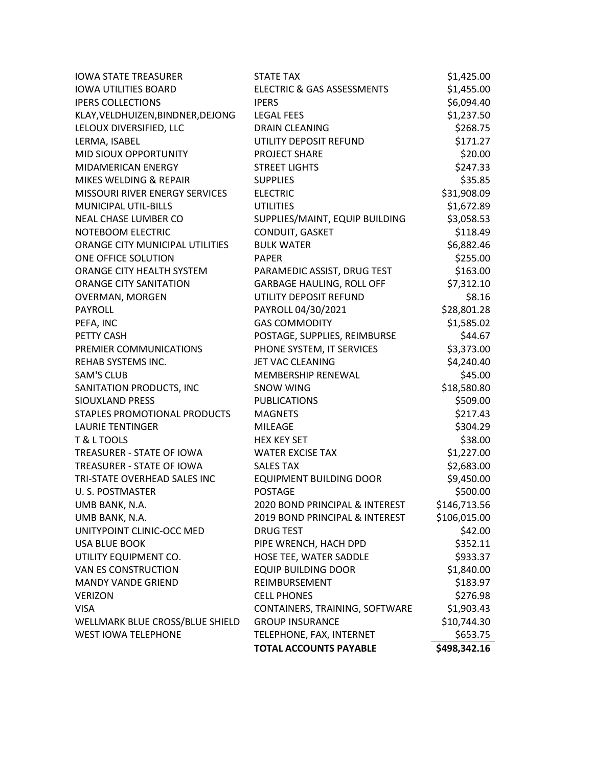| | | |
|---|---|---|
| IOWA STATE TREASURER | STATE TAX | $1,425.00 |
| IOWA UTILITIES BOARD | ELECTRIC & GAS ASSESSMENTS | $1,455.00 |
| IPERS COLLECTIONS | IPERS | $6,094.40 |
| KLAY,VELDHUIZEN,BINDNER,DEJONG | LEGAL FEES | $1,237.50 |
| LELOUX DIVERSIFIED, LLC | DRAIN CLEANING | $268.75 |
| LERMA, ISABEL | UTILITY DEPOSIT REFUND | $171.27 |
| MID SIOUX OPPORTUNITY | PROJECT SHARE | $20.00 |
| MIDAMERICAN ENERGY | STREET LIGHTS | $247.33 |
| MIKES WELDING & REPAIR | SUPPLIES | $35.85 |
| MISSOURI RIVER ENERGY SERVICES | ELECTRIC | $31,908.09 |
| MUNICIPAL UTIL-BILLS | UTILITIES | $1,672.89 |
| NEAL CHASE LUMBER CO | SUPPLIES/MAINT, EQUIP BUILDING | $3,058.53 |
| NOTEBOOM ELECTRIC | CONDUIT, GASKET | $118.49 |
| ORANGE CITY MUNICIPAL UTILITIES | BULK WATER | $6,882.46 |
| ONE OFFICE SOLUTION | PAPER | $255.00 |
| ORANGE CITY HEALTH SYSTEM | PARAMEDIC ASSIST, DRUG TEST | $163.00 |
| ORANGE CITY SANITATION | GARBAGE HAULING, ROLL OFF | $7,312.10 |
| OVERMAN, MORGEN | UTILITY DEPOSIT REFUND | $8.16 |
| PAYROLL | PAYROLL 04/30/2021 | $28,801.28 |
| PEFA, INC | GAS COMMODITY | $1,585.02 |
| PETTY CASH | POSTAGE, SUPPLIES, REIMBURSE | $44.67 |
| PREMIER COMMUNICATIONS | PHONE SYSTEM, IT SERVICES | $3,373.00 |
| REHAB SYSTEMS INC. | JET VAC CLEANING | $4,240.40 |
| SAM'S CLUB | MEMBERSHIP RENEWAL | $45.00 |
| SANITATION PRODUCTS, INC | SNOW WING | $18,580.80 |
| SIOUXLAND PRESS | PUBLICATIONS | $509.00 |
| STAPLES PROMOTIONAL PRODUCTS | MAGNETS | $217.43 |
| LAURIE TENTINGER | MILEAGE | $304.29 |
| T & L TOOLS | HEX KEY SET | $38.00 |
| TREASURER - STATE OF IOWA | WATER EXCISE TAX | $1,227.00 |
| TREASURER - STATE OF IOWA | SALES TAX | $2,683.00 |
| TRI-STATE OVERHEAD SALES INC | EQUIPMENT BUILDING DOOR | $9,450.00 |
| U. S. POSTMASTER | POSTAGE | $500.00 |
| UMB BANK, N.A. | 2020 BOND PRINCIPAL & INTEREST | $146,713.56 |
| UMB BANK, N.A. | 2019 BOND PRINCIPAL & INTEREST | $106,015.00 |
| UNITYPOINT CLINIC-OCC MED | DRUG TEST | $42.00 |
| USA BLUE BOOK | PIPE WRENCH, HACH DPD | $352.11 |
| UTILITY EQUIPMENT CO. | HOSE TEE, WATER SADDLE | $933.37 |
| VAN ES CONSTRUCTION | EQUIP BUILDING DOOR | $1,840.00 |
| MANDY VANDE GRIEND | REIMBURSEMENT | $183.97 |
| VERIZON | CELL PHONES | $276.98 |
| VISA | CONTAINERS, TRAINING, SOFTWARE | $1,903.43 |
| WELLMARK BLUE CROSS/BLUE SHIELD | GROUP INSURANCE | $10,744.30 |
| WEST IOWA TELEPHONE | TELEPHONE, FAX, INTERNET | $653.75 |
| | **TOTAL ACCOUNTS PAYABLE** | **$498,342.16** |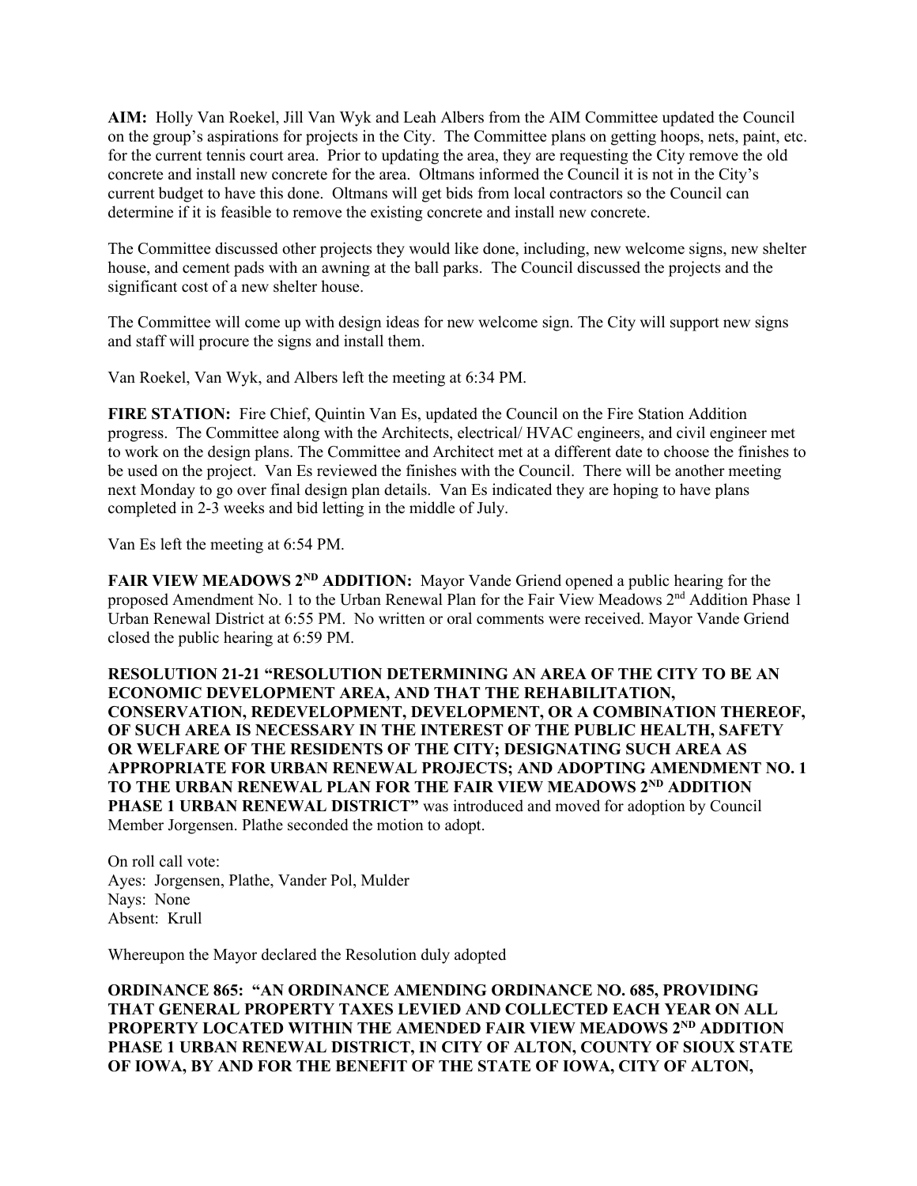**AIM:** Holly Van Roekel, Jill Van Wyk and Leah Albers from the AIM Committee updated the Council on the group's aspirations for projects in the City. The Committee plans on getting hoops, nets, paint, etc. for the current tennis court area. Prior to updating the area, they are requesting the City remove the old concrete and install new concrete for the area. Oltmans informed the Council it is not in the City's current budget to have this done. Oltmans will get bids from local contractors so the Council can determine if it is feasible to remove the existing concrete and install new concrete.

The Committee discussed other projects they would like done, including, new welcome signs, new shelter house, and cement pads with an awning at the ball parks. The Council discussed the projects and the significant cost of a new shelter house.

The Committee will come up with design ideas for new welcome sign. The City will support new signs and staff will procure the signs and install them.

Van Roekel, Van Wyk, and Albers left the meeting at 6:34 PM.

**FIRE STATION:** Fire Chief, Quintin Van Es, updated the Council on the Fire Station Addition progress. The Committee along with the Architects, electrical/ HVAC engineers, and civil engineer met to work on the design plans. The Committee and Architect met at a different date to choose the finishes to be used on the project. Van Es reviewed the finishes with the Council. There will be another meeting next Monday to go over final design plan details. Van Es indicated they are hoping to have plans completed in 2-3 weeks and bid letting in the middle of July.

Van Es left the meeting at 6:54 PM.

**FAIR VIEW MEADOWS 2ND ADDITION:** Mayor Vande Griend opened a public hearing for the proposed Amendment No. 1 to the Urban Renewal Plan for the Fair View Meadows 2nd Addition Phase 1 Urban Renewal District at 6:55 PM. No written or oral comments were received. Mayor Vande Griend closed the public hearing at 6:59 PM.

**RESOLUTION 21-21 "RESOLUTION DETERMINING AN AREA OF THE CITY TO BE AN ECONOMIC DEVELOPMENT AREA, AND THAT THE REHABILITATION, CONSERVATION, REDEVELOPMENT, DEVELOPMENT, OR A COMBINATION THEREOF, OF SUCH AREA IS NECESSARY IN THE INTEREST OF THE PUBLIC HEALTH, SAFETY OR WELFARE OF THE RESIDENTS OF THE CITY; DESIGNATING SUCH AREA AS APPROPRIATE FOR URBAN RENEWAL PROJECTS; AND ADOPTING AMENDMENT NO. 1 TO THE URBAN RENEWAL PLAN FOR THE FAIR VIEW MEADOWS 2ND ADDITION PHASE 1 URBAN RENEWAL DISTRICT"** was introduced and moved for adoption by Council Member Jorgensen. Plathe seconded the motion to adopt.

On roll call vote:
Ayes: Jorgensen, Plathe, Vander Pol, Mulder
Nays: None
Absent: Krull

Whereupon the Mayor declared the Resolution duly adopted

**ORDINANCE 865: "AN ORDINANCE AMENDING ORDINANCE NO. 685, PROVIDING THAT GENERAL PROPERTY TAXES LEVIED AND COLLECTED EACH YEAR ON ALL PROPERTY LOCATED WITHIN THE AMENDED FAIR VIEW MEADOWS 2ND ADDITION PHASE 1 URBAN RENEWAL DISTRICT, IN CITY OF ALTON, COUNTY OF SIOUX STATE OF IOWA, BY AND FOR THE BENEFIT OF THE STATE OF IOWA, CITY OF ALTON,**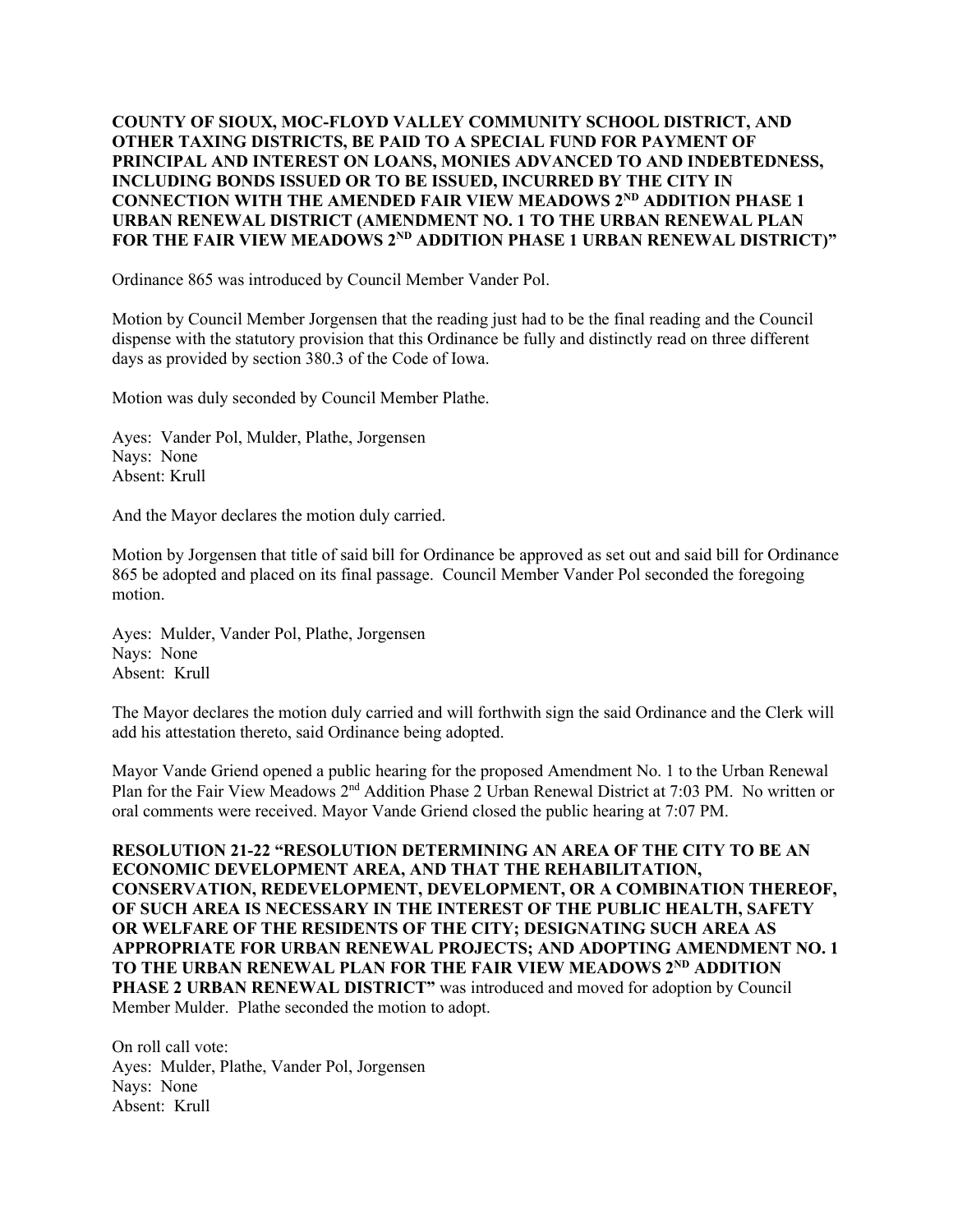**COUNTY OF SIOUX, MOC-FLOYD VALLEY COMMUNITY SCHOOL DISTRICT, AND OTHER TAXING DISTRICTS, BE PAID TO A SPECIAL FUND FOR PAYMENT OF PRINCIPAL AND INTEREST ON LOANS, MONIES ADVANCED TO AND INDEBTEDNESS, INCLUDING BONDS ISSUED OR TO BE ISSUED, INCURRED BY THE CITY IN CONNECTION WITH THE AMENDED FAIR VIEW MEADOWS 2ND ADDITION PHASE 1 URBAN RENEWAL DISTRICT (AMENDMENT NO. 1 TO THE URBAN RENEWAL PLAN FOR THE FAIR VIEW MEADOWS 2ND ADDITION PHASE 1 URBAN RENEWAL DISTRICT)"**

Ordinance 865 was introduced by Council Member Vander Pol.

Motion by Council Member Jorgensen that the reading just had to be the final reading and the Council dispense with the statutory provision that this Ordinance be fully and distinctly read on three different days as provided by section 380.3 of the Code of Iowa.

Motion was duly seconded by Council Member Plathe.

Ayes: Vander Pol, Mulder, Plathe, Jorgensen
Nays: None
Absent: Krull

And the Mayor declares the motion duly carried.

Motion by Jorgensen that title of said bill for Ordinance be approved as set out and said bill for Ordinance 865 be adopted and placed on its final passage. Council Member Vander Pol seconded the foregoing motion.

Ayes: Mulder, Vander Pol, Plathe, Jorgensen
Nays: None
Absent: Krull

The Mayor declares the motion duly carried and will forthwith sign the said Ordinance and the Clerk will add his attestation thereto, said Ordinance being adopted.

Mayor Vande Griend opened a public hearing for the proposed Amendment No. 1 to the Urban Renewal Plan for the Fair View Meadows 2nd Addition Phase 2 Urban Renewal District at 7:03 PM. No written or oral comments were received. Mayor Vande Griend closed the public hearing at 7:07 PM.

**RESOLUTION 21-22 "RESOLUTION DETERMINING AN AREA OF THE CITY TO BE AN ECONOMIC DEVELOPMENT AREA, AND THAT THE REHABILITATION, CONSERVATION, REDEVELOPMENT, DEVELOPMENT, OR A COMBINATION THEREOF, OF SUCH AREA IS NECESSARY IN THE INTEREST OF THE PUBLIC HEALTH, SAFETY OR WELFARE OF THE RESIDENTS OF THE CITY; DESIGNATING SUCH AREA AS APPROPRIATE FOR URBAN RENEWAL PROJECTS; AND ADOPTING AMENDMENT NO. 1 TO THE URBAN RENEWAL PLAN FOR THE FAIR VIEW MEADOWS 2ND ADDITION PHASE 2 URBAN RENEWAL DISTRICT"** was introduced and moved for adoption by Council Member Mulder. Plathe seconded the motion to adopt.

On roll call vote:
Ayes: Mulder, Plathe, Vander Pol, Jorgensen
Nays: None
Absent: Krull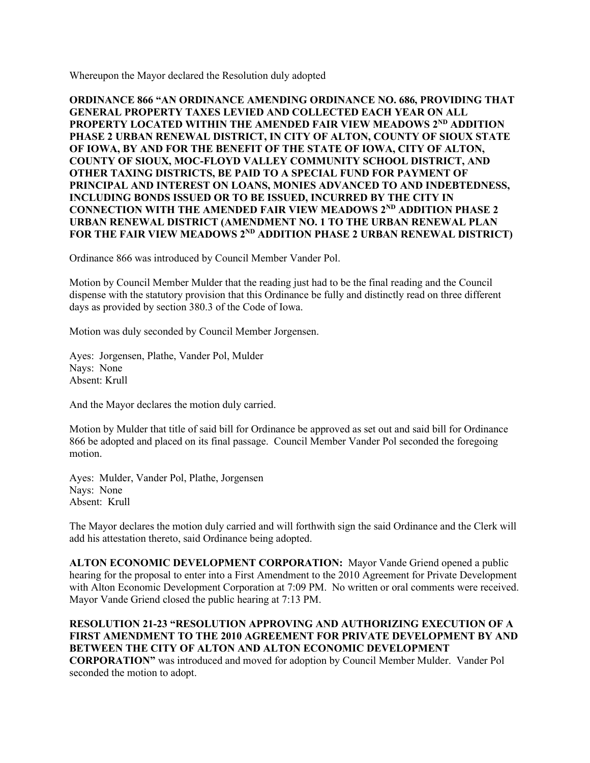Whereupon the Mayor declared the Resolution duly adopted

**ORDINANCE 866 "AN ORDINANCE AMENDING ORDINANCE NO. 686, PROVIDING THAT GENERAL PROPERTY TAXES LEVIED AND COLLECTED EACH YEAR ON ALL PROPERTY LOCATED WITHIN THE AMENDED FAIR VIEW MEADOWS 2ND ADDITION PHASE 2 URBAN RENEWAL DISTRICT, IN CITY OF ALTON, COUNTY OF SIOUX STATE OF IOWA, BY AND FOR THE BENEFIT OF THE STATE OF IOWA, CITY OF ALTON, COUNTY OF SIOUX, MOC-FLOYD VALLEY COMMUNITY SCHOOL DISTRICT, AND OTHER TAXING DISTRICTS, BE PAID TO A SPECIAL FUND FOR PAYMENT OF PRINCIPAL AND INTEREST ON LOANS, MONIES ADVANCED TO AND INDEBTEDNESS, INCLUDING BONDS ISSUED OR TO BE ISSUED, INCURRED BY THE CITY IN CONNECTION WITH THE AMENDED FAIR VIEW MEADOWS 2ND ADDITION PHASE 2 URBAN RENEWAL DISTRICT (AMENDMENT NO. 1 TO THE URBAN RENEWAL PLAN FOR THE FAIR VIEW MEADOWS 2ND ADDITION PHASE 2 URBAN RENEWAL DISTRICT)**

Ordinance 866 was introduced by Council Member Vander Pol.

Motion by Council Member Mulder that the reading just had to be the final reading and the Council dispense with the statutory provision that this Ordinance be fully and distinctly read on three different days as provided by section 380.3 of the Code of Iowa.

Motion was duly seconded by Council Member Jorgensen.

Ayes: Jorgensen, Plathe, Vander Pol, Mulder
Nays: None
Absent: Krull

And the Mayor declares the motion duly carried.

Motion by Mulder that title of said bill for Ordinance be approved as set out and said bill for Ordinance 866 be adopted and placed on its final passage. Council Member Vander Pol seconded the foregoing motion.

Ayes: Mulder, Vander Pol, Plathe, Jorgensen
Nays: None
Absent: Krull

The Mayor declares the motion duly carried and will forthwith sign the said Ordinance and the Clerk will add his attestation thereto, said Ordinance being adopted.

**ALTON ECONOMIC DEVELOPMENT CORPORATION:** Mayor Vande Griend opened a public hearing for the proposal to enter into a First Amendment to the 2010 Agreement for Private Development with Alton Economic Development Corporation at 7:09 PM. No written or oral comments were received. Mayor Vande Griend closed the public hearing at 7:13 PM.

**RESOLUTION 21-23 "RESOLUTION APPROVING AND AUTHORIZING EXECUTION OF A FIRST AMENDMENT TO THE 2010 AGREEMENT FOR PRIVATE DEVELOPMENT BY AND BETWEEN THE CITY OF ALTON AND ALTON ECONOMIC DEVELOPMENT CORPORATION"** was introduced and moved for adoption by Council Member Mulder. Vander Pol seconded the motion to adopt.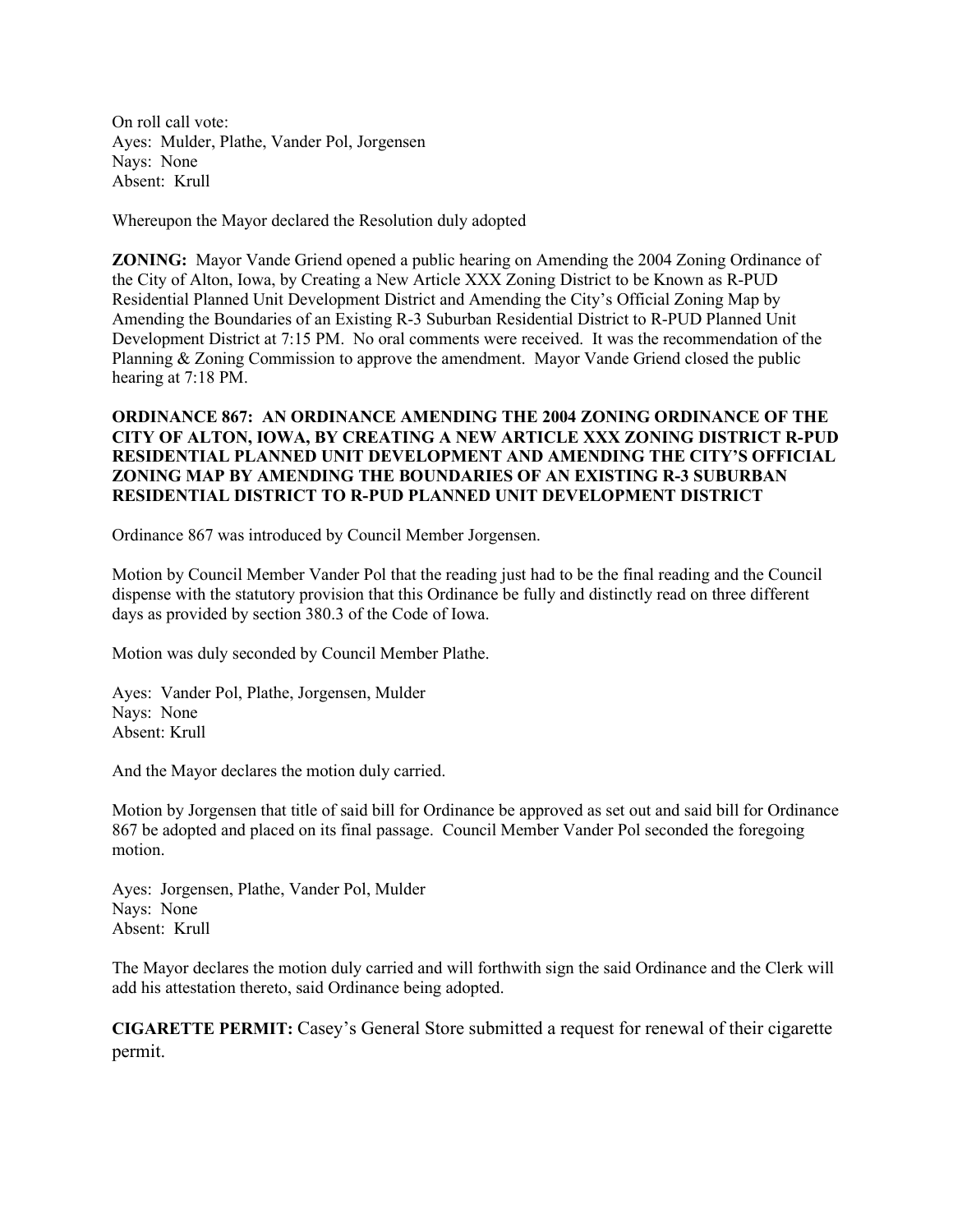On roll call vote:
Ayes: Mulder, Plathe, Vander Pol, Jorgensen
Nays: None
Absent: Krull

Whereupon the Mayor declared the Resolution duly adopted

**ZONING:** Mayor Vande Griend opened a public hearing on Amending the 2004 Zoning Ordinance of the City of Alton, Iowa, by Creating a New Article XXX Zoning District to be Known as R-PUD Residential Planned Unit Development District and Amending the City's Official Zoning Map by Amending the Boundaries of an Existing R-3 Suburban Residential District to R-PUD Planned Unit Development District at 7:15 PM. No oral comments were received. It was the recommendation of the Planning & Zoning Commission to approve the amendment. Mayor Vande Griend closed the public hearing at 7:18 PM.

**ORDINANCE 867: AN ORDINANCE AMENDING THE 2004 ZONING ORDINANCE OF THE CITY OF ALTON, IOWA, BY CREATING A NEW ARTICLE XXX ZONING DISTRICT R-PUD RESIDENTIAL PLANNED UNIT DEVELOPMENT AND AMENDING THE CITY'S OFFICIAL ZONING MAP BY AMENDING THE BOUNDARIES OF AN EXISTING R-3 SUBURBAN RESIDENTIAL DISTRICT TO R-PUD PLANNED UNIT DEVELOPMENT DISTRICT**

Ordinance 867 was introduced by Council Member Jorgensen.

Motion by Council Member Vander Pol that the reading just had to be the final reading and the Council dispense with the statutory provision that this Ordinance be fully and distinctly read on three different days as provided by section 380.3 of the Code of Iowa.

Motion was duly seconded by Council Member Plathe.

Ayes: Vander Pol, Plathe, Jorgensen, Mulder
Nays: None
Absent: Krull

And the Mayor declares the motion duly carried.

Motion by Jorgensen that title of said bill for Ordinance be approved as set out and said bill for Ordinance 867 be adopted and placed on its final passage. Council Member Vander Pol seconded the foregoing motion.

Ayes: Jorgensen, Plathe, Vander Pol, Mulder
Nays: None
Absent: Krull

The Mayor declares the motion duly carried and will forthwith sign the said Ordinance and the Clerk will add his attestation thereto, said Ordinance being adopted.

**CIGARETTE PERMIT:** Casey's General Store submitted a request for renewal of their cigarette permit.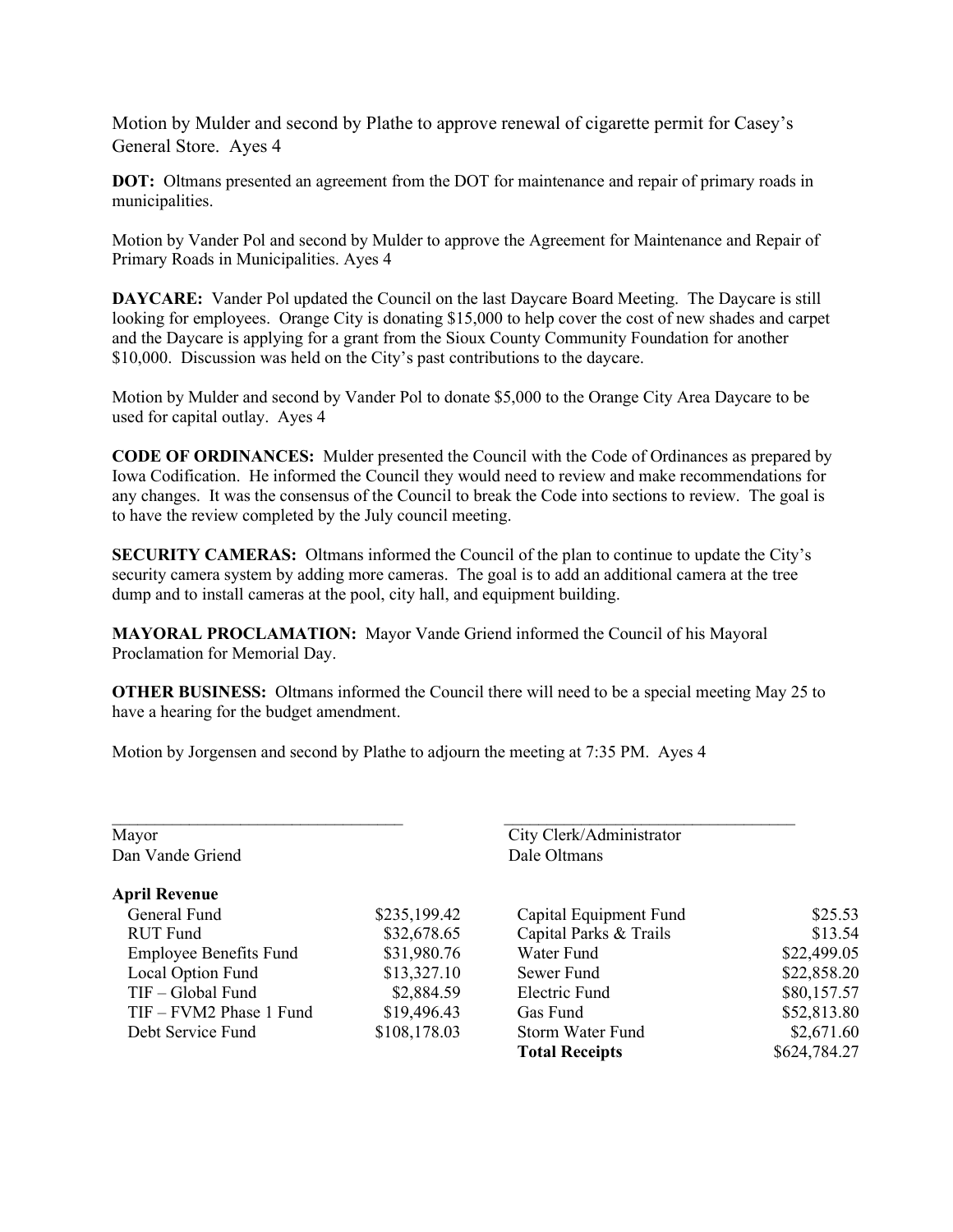Motion by Mulder and second by Plathe to approve renewal of cigarette permit for Casey's General Store. Ayes 4

**DOT:** Oltmans presented an agreement from the DOT for maintenance and repair of primary roads in municipalities.

Motion by Vander Pol and second by Mulder to approve the Agreement for Maintenance and Repair of Primary Roads in Municipalities. Ayes 4

**DAYCARE:** Vander Pol updated the Council on the last Daycare Board Meeting. The Daycare is still looking for employees. Orange City is donating $15,000 to help cover the cost of new shades and carpet and the Daycare is applying for a grant from the Sioux County Community Foundation for another $10,000. Discussion was held on the City's past contributions to the daycare.

Motion by Mulder and second by Vander Pol to donate $5,000 to the Orange City Area Daycare to be used for capital outlay. Ayes 4

**CODE OF ORDINANCES:** Mulder presented the Council with the Code of Ordinances as prepared by Iowa Codification. He informed the Council they would need to review and make recommendations for any changes. It was the consensus of the Council to break the Code into sections to review. The goal is to have the review completed by the July council meeting.

**SECURITY CAMERAS:** Oltmans informed the Council of the plan to continue to update the City's security camera system by adding more cameras. The goal is to add an additional camera at the tree dump and to install cameras at the pool, city hall, and equipment building.

**MAYORAL PROCLAMATION:** Mayor Vande Griend informed the Council of his Mayoral Proclamation for Memorial Day.

**OTHER BUSINESS:** Oltmans informed the Council there will need to be a special meeting May 25 to have a hearing for the budget amendment.

Motion by Jorgensen and second by Plathe to adjourn the meeting at 7:35 PM. Ayes 4

\_\_\_\_\_\_\_\_\_\_\_\_\_\_\_\_\_\_\_\_\_\_\_\_\_\_\_\_\_\_\_\_\_\_
Mayor
Dan Vande Griend

\_\_\_\_\_\_\_\_\_\_\_\_\_\_\_\_\_\_\_\_\_\_\_\_\_\_\_\_\_\_\_\_\_\_
City Clerk/Administrator
Dale Oltmans

**April Revenue**

| | | | |
|---|---|---|---|
| General Fund | $235,199.42 | Capital Equipment Fund | $25.53 |
| RUT Fund | $32,678.65 | Capital Parks & Trails | $13.54 |
| Employee Benefits Fund | $31,980.76 | Water Fund | $22,499.05 |
| Local Option Fund | $13,327.10 | Sewer Fund | $22,858.20 |
| TIF – Global Fund | $2,884.59 | Electric Fund | $80,157.57 |
| TIF – FVM2 Phase 1 Fund | $19,496.43 | Gas Fund | $52,813.80 |
| Debt Service Fund | $108,178.03 | Storm Water Fund | $2,671.60 |
| | | **Total Receipts** | $624,784.27 |